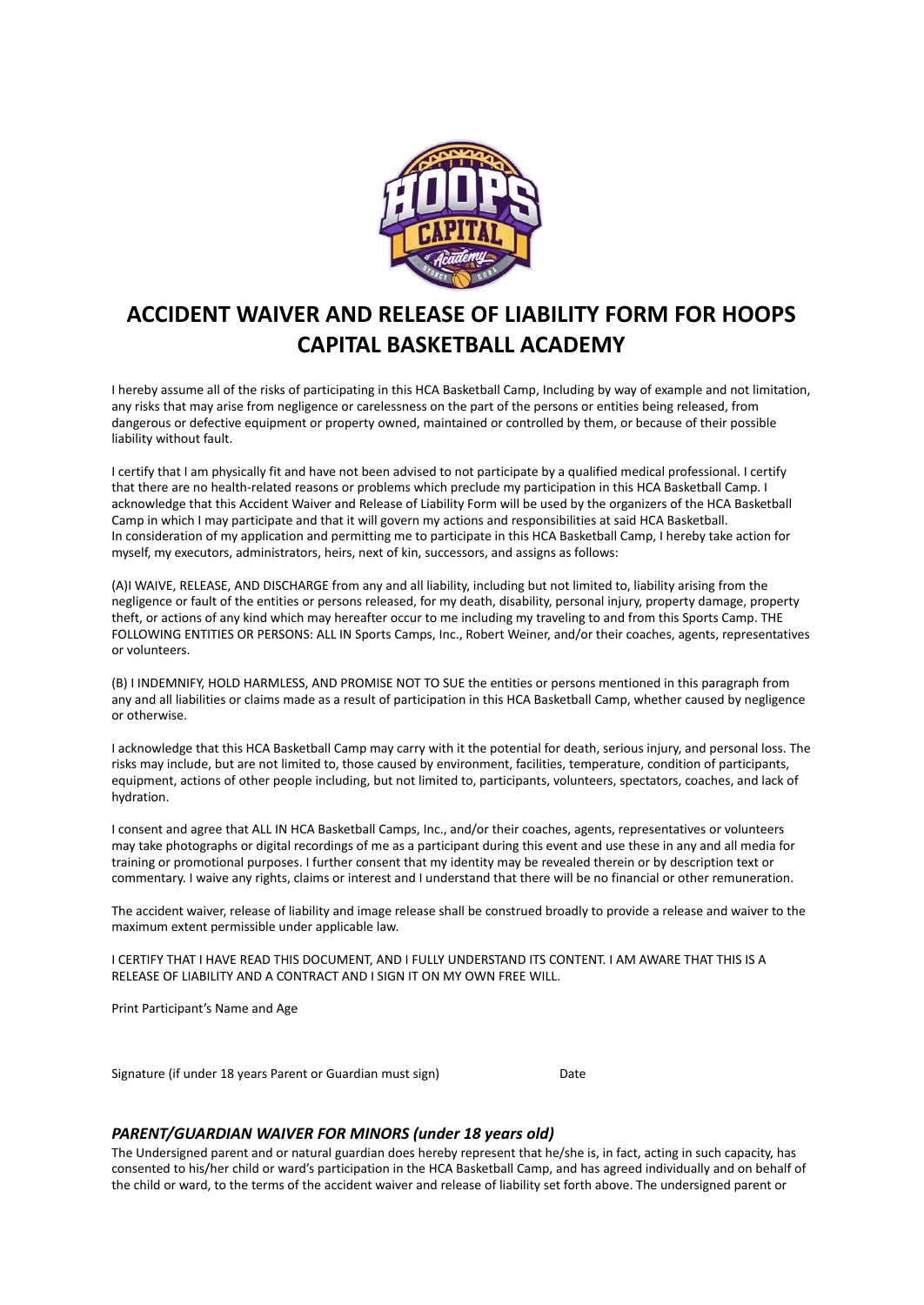# ACCIDENT WAIVER AND RELEASE OF LIABILITY FORM FOR HOOPS CAPITAL BASKETBALL ACADEMY

I hereby assume all of the risks of participating in this HCA Basketball Camp, Including by way of example and not limitation, any risks that may arise from negligence or carelessness on the part of the persons or entities being released, from dangerous or defective equipment or property owned, maintained or controlled by them, or because of their possible liability without fault.

I certify that I am physically fit and have not been advised to not participate by a qualified medical professional. I certify that there are no health-related reasons or problems which preclude my participation in this HCA Basketball Camp. I acknowledge that this Accident Waiver and Release of Liability Form will be used by the organizers of the HCA Basketball Camp in which I may participate and that it will govern my actions and responsibilities at said HCA Basketball. In consideration of my application and permitting me to participate in this HCA Basketball Camp, I hereby take action for myself, my executors, administrators, heirs, next of kin, successors, and assigns as follows:

(A)I WAIVE, RELEASE, AND DISCHARGE from any and all liability, including but not limited to, liability arising from the negligence or fault of the entities or persons released, for my death, disability, personal injury, property damage, property theft, or actions of any kind which may hereafter occur to me including my traveling to and from this Sports Camp. THE FOLLOWING ENTITIES OR PERSONS: ALL IN Sports Camps, Inc., Robert Weiner, and/or their coaches, agents, representatives or volunteers.

(B) I INDEMNIFY, HOLD HARMLESS, AND PROMISE NOT TO SUE the entities or persons mentioned in this paragraph from any and all liabilities or claims made as a result of participation in this HCA Basketball Camp, whether caused by negligence or otherwise.

I acknowledge that this HCA Basketball Camp may carry with it the potential for death, serious injury, and personal loss. The risks may include, but are not limited to, those caused by environment, facilities, temperature, condition of participants, equipment, actions of other people including, but not limited to, participants, volunteers, spectators, coaches, and lack of hydration.

I consent and agree that ALL IN HCA Basketball Camps, Inc., and/or their coaches, agents, representatives or volunteers may take photographs or digital recordings of me as a participant during this event and use these in any and all media for training or promotional purposes. I further consent that my identity may be revealed therein or by description text or commentary. I waive any rights, claims or interest and I understand that there will be no financial or other remuneration.

The accident waiver, release of liability and image release shall be construed broadly to provide a release and waiver to the maximum extent permissible under applicable law.

I CERTIFY THAT I HAVE READ THIS DOCUMENT, AND I FULLY UNDERSTAND ITS CONTENT. I AM AWARE THAT THIS IS A RELEASE OF LIABILITY AND A CONTRACT AND I SIGN IT ON MY OWN FREE WILL.

Print Participant's Name and Age

Signature (if under 18 years Parent or Guardian must sign) Date

### *PARENT/GUARDIAN WAIVER FOR MINORS (under 18 years old)*

The Undersigned parent and or natural guardian does hereby represent that he/she is, in fact, acting in such capacity, has consented to his/her child or ward's participation in the HCA Basketball Camp, and has agreed individually and on behalf of the child or ward, to the terms of the accident waiver and release of liability set forth above. The undersigned parent or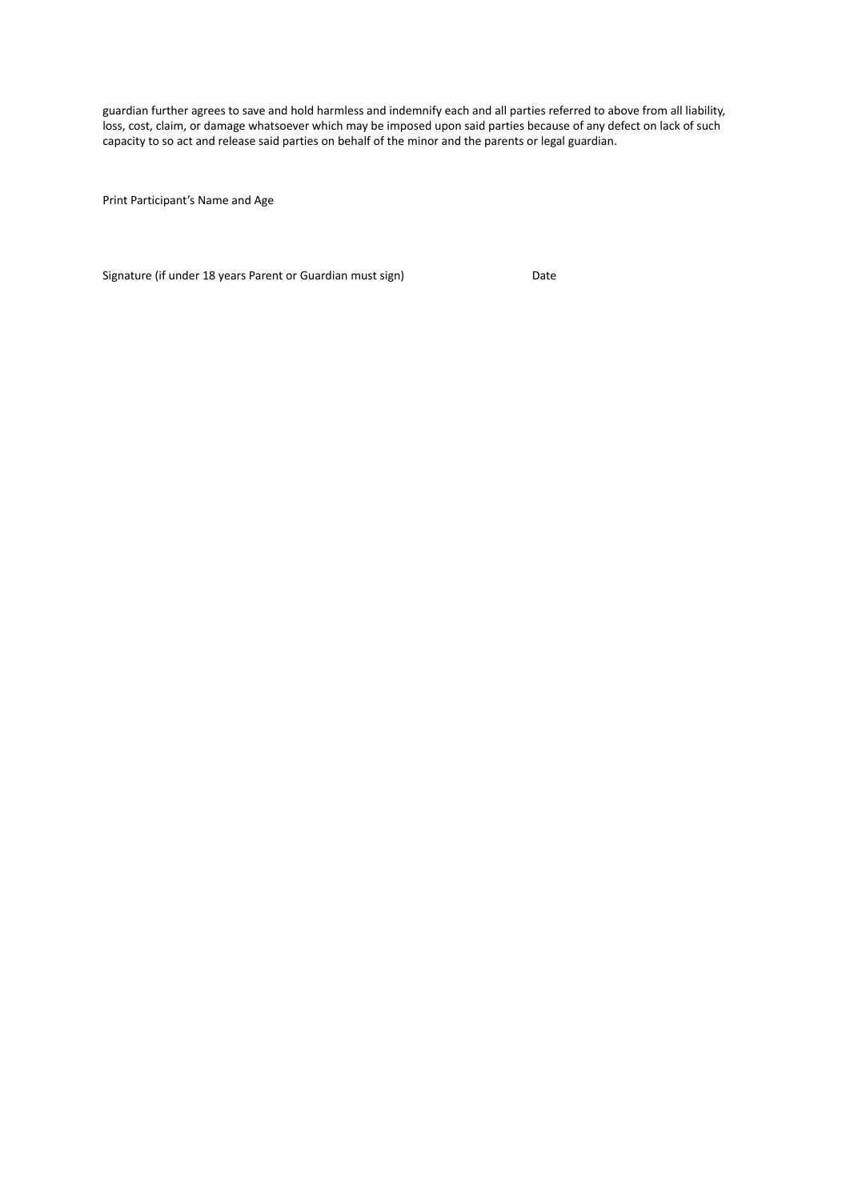guardian further agrees to save and hold harmless and indemnify each and all parties referred to above from all liability, loss, cost, claim, or damage whatsoever which may be imposed upon said parties because of any defect on lack of such capacity to so act and release said parties on behalf of the minor and the parents or legal guardian.

Print Participant's Name and Age

Signature (if under 18 years Parent or Guardian must sign) Date